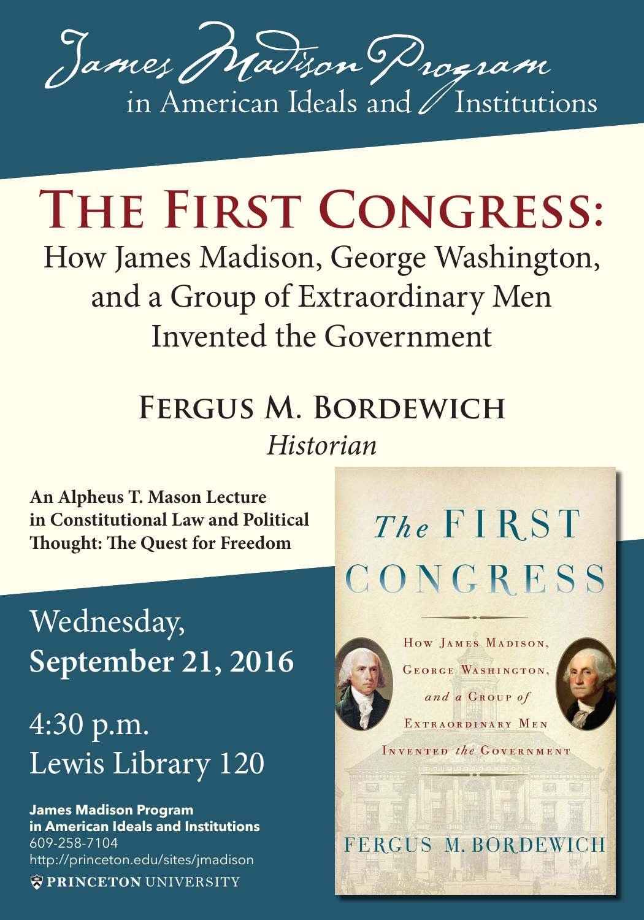# James Madison Program in American Ideals and Institutions

# The First Congress:

## How James Madison, George Washington, and a Group of Extraordinary Men Invented the Government

### Fergus M. Bordewich

*Historian*

**An Alpheus T. Mason Lecture in Constitutional Law and Political Thought: The Quest for Freedom**

Wednesday,
**September 21, 2016**

4:30 p.m.
Lewis Library 120

**James Madison Program in American Ideals and Institutions**
609-258-7104
http://princeton.edu/sites/jmadison
PRINCETON UNIVERSITY

*The* FIRST CONGRESS

How James Madison, George Washington, *and a* Group *of* Extraordinary Men Invented *the* Government

FERGUS M. BORDEWICH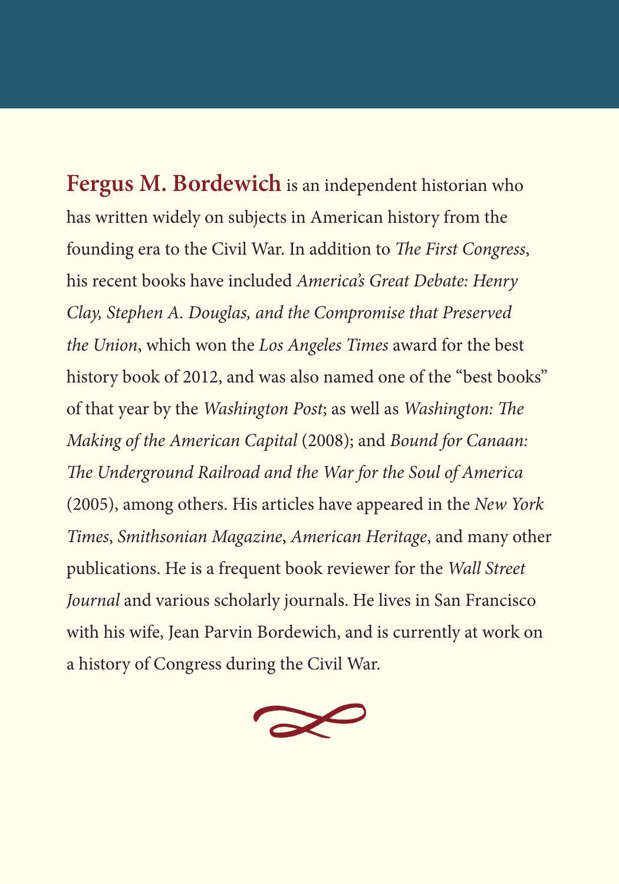**Fergus M. Bordewich** is an independent historian who has written widely on subjects in American history from the founding era to the Civil War. In addition to *The First Congress*, his recent books have included *America's Great Debate: Henry Clay, Stephen A. Douglas, and the Compromise that Preserved the Union*, which won the *Los Angeles Times* award for the best history book of 2012, and was also named one of the "best books" of that year by the *Washington Post*; as well as *Washington: The Making of the American Capital* (2008); and *Bound for Canaan: The Underground Railroad and the War for the Soul of America* (2005), among others. His articles have appeared in the *New York Times*, *Smithsonian Magazine*, *American Heritage*, and many other publications. He is a frequent book reviewer for the *Wall Street Journal* and various scholarly journals. He lives in San Francisco with his wife, Jean Parvin Bordewich, and is currently at work on a history of Congress during the Civil War.